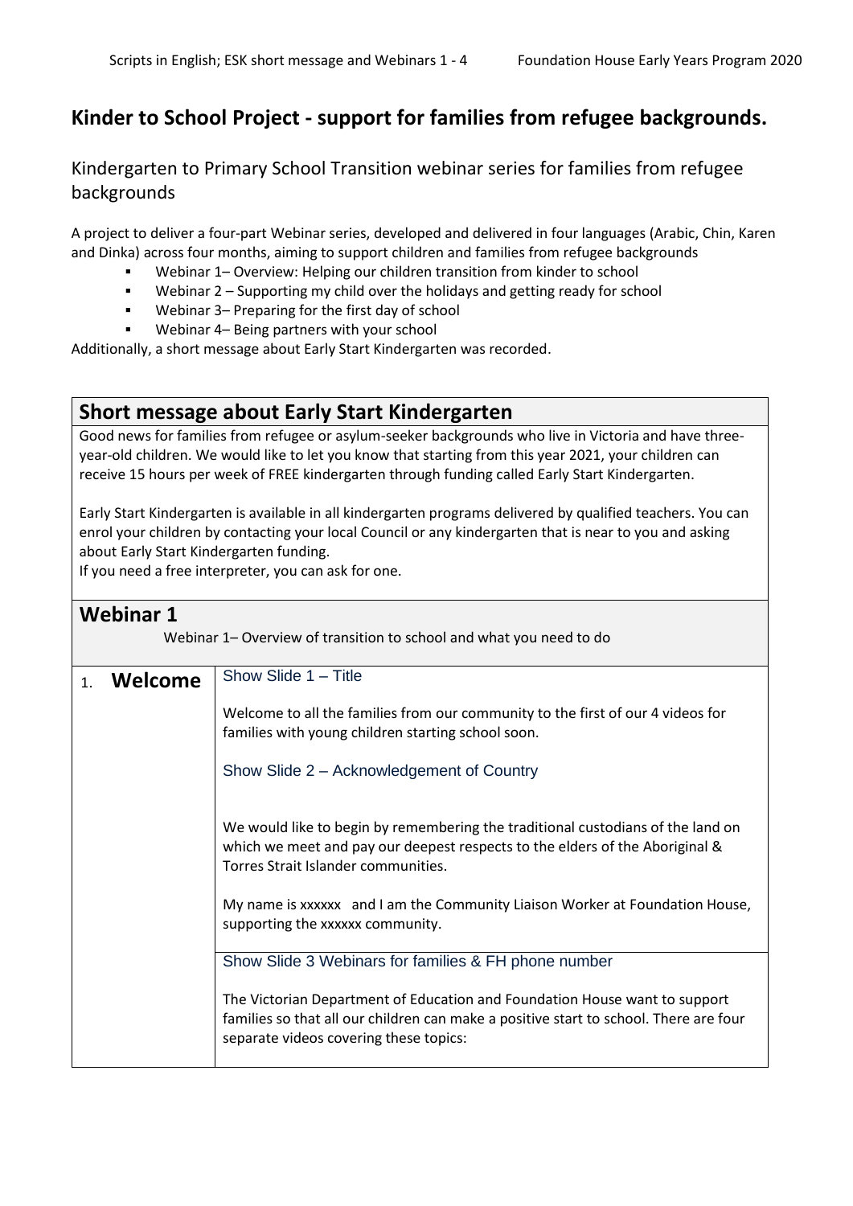# Kinder to School Project - support for families from refugee backgrounds.

## Kindergarten to Primary School Transition webinar series for families from refugee backgrounds

A project to deliver a four-part Webinar series, developed and delivered in four languages (Arabic, Chin, Karen and Dinka) across four months, aiming to support children and families from refugee backgrounds

- Webinar 1– Overview: Helping our children transition from kinder to school
- Webinar 2 – Supporting my child over the holidays and getting ready for school
- Webinar 3– Preparing for the first day of school
- Webinar 4– Being partners with your school

Additionally, a short message about Early Start Kindergarten was recorded.

## Short message about Early Start Kindergarten

Good news for families from refugee or asylum-seeker backgrounds who live in Victoria and have three-year-old children. We would like to let you know that starting from this year 2021, your children can receive 15 hours per week of FREE kindergarten through funding called Early Start Kindergarten.

Early Start Kindergarten is available in all kindergarten programs delivered by qualified teachers. You can enrol your children by contacting your local Council or any kindergarten that is near to you and asking about Early Start Kindergarten funding.

If you need a free interpreter, you can ask for one.

## Webinar 1

Webinar 1– Overview of transition to school and what you need to do

| | |
|---|---|
| 1. **Welcome** | Show Slide 1 – Title<br><br>Welcome to all the families from our community to the first of our 4 videos for families with young children starting school soon.<br><br>Show Slide 2 – Acknowledgement of Country<br><br>We would like to begin by remembering the traditional custodians of the land on which we meet and pay our deepest respects to the elders of the Aboriginal & Torres Strait Islander communities.<br><br>My name is xxxxxx and I am the Community Liaison Worker at Foundation House, supporting the xxxxxx community. |
| | Show Slide 3 Webinars for families & FH phone number<br><br>The Victorian Department of Education and Foundation House want to support families so that all our children can make a positive start to school. There are four separate videos covering these topics: |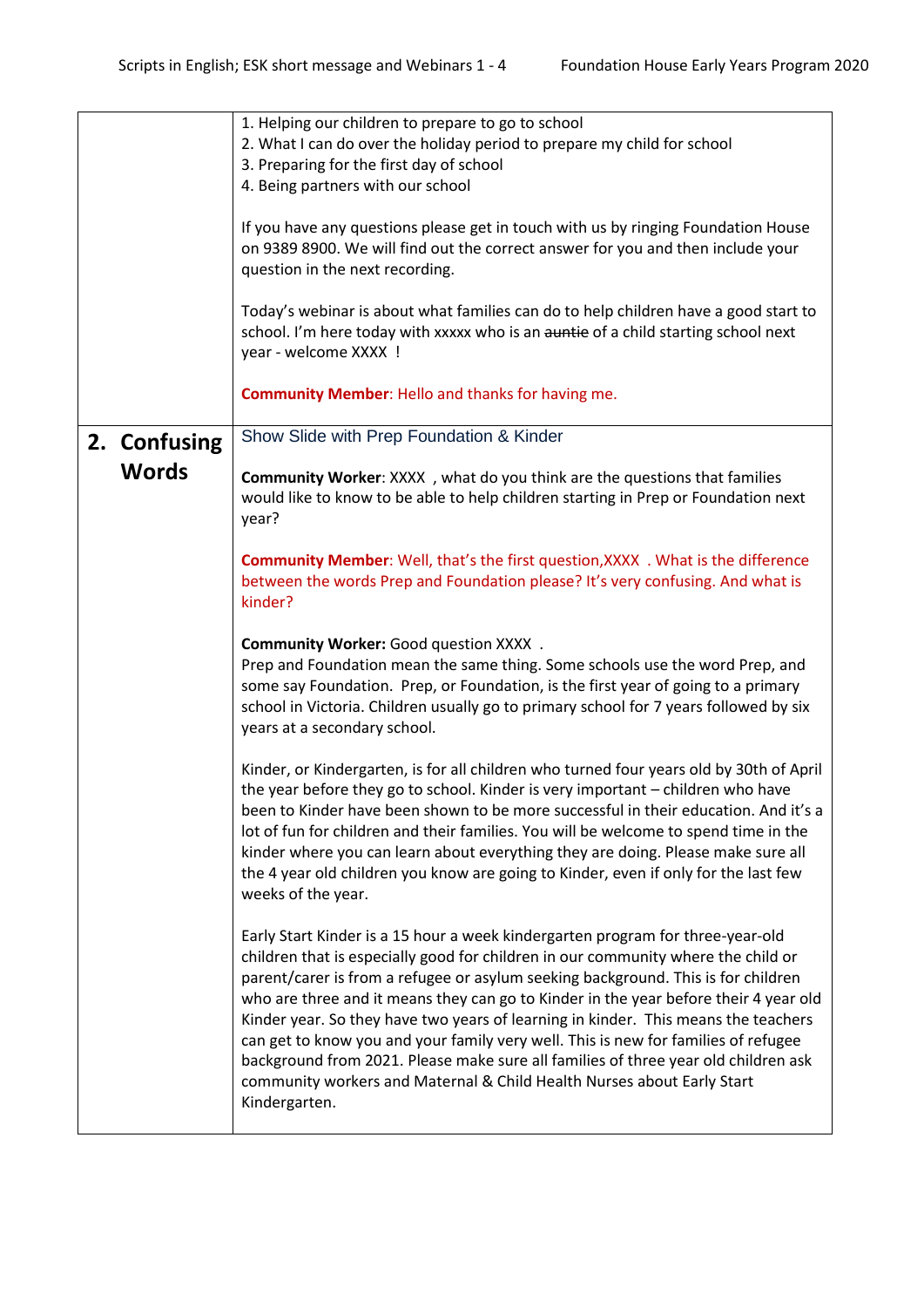1. Helping our children to prepare to go to school
2. What I can do over the holiday period to prepare my child for school
3. Preparing for the first day of school
4. Being partners with our school

If you have any questions please get in touch with us by ringing Foundation House on 9389 8900. We will find out the correct answer for you and then include your question in the next recording.

Today's webinar is about what families can do to help children have a good start to school. I'm here today with xxxxx who is an ~~auntie~~ of a child starting school next year - welcome XXXX !

**Community Member**: Hello and thanks for having me.

## 2. Confusing Words

Show Slide with Prep Foundation & Kinder

**Community Worker**: XXXX , what do you think are the questions that families would like to know to be able to help children starting in Prep or Foundation next year?

**Community Member**: Well, that's the first question,XXXX . What is the difference between the words Prep and Foundation please? It's very confusing. And what is kinder?

**Community Worker:** Good question XXXX .
Prep and Foundation mean the same thing. Some schools use the word Prep, and some say Foundation. Prep, or Foundation, is the first year of going to a primary school in Victoria. Children usually go to primary school for 7 years followed by six years at a secondary school.

Kinder, or Kindergarten, is for all children who turned four years old by 30th of April the year before they go to school. Kinder is very important – children who have been to Kinder have been shown to be more successful in their education. And it's a lot of fun for children and their families. You will be welcome to spend time in the kinder where you can learn about everything they are doing. Please make sure all the 4 year old children you know are going to Kinder, even if only for the last few weeks of the year.

Early Start Kinder is a 15 hour a week kindergarten program for three-year-old children that is especially good for children in our community where the child or parent/carer is from a refugee or asylum seeking background. This is for children who are three and it means they can go to Kinder in the year before their 4 year old Kinder year. So they have two years of learning in kinder. This means the teachers can get to know you and your family very well. This is new for families of refugee background from 2021. Please make sure all families of three year old children ask community workers and Maternal & Child Health Nurses about Early Start Kindergarten.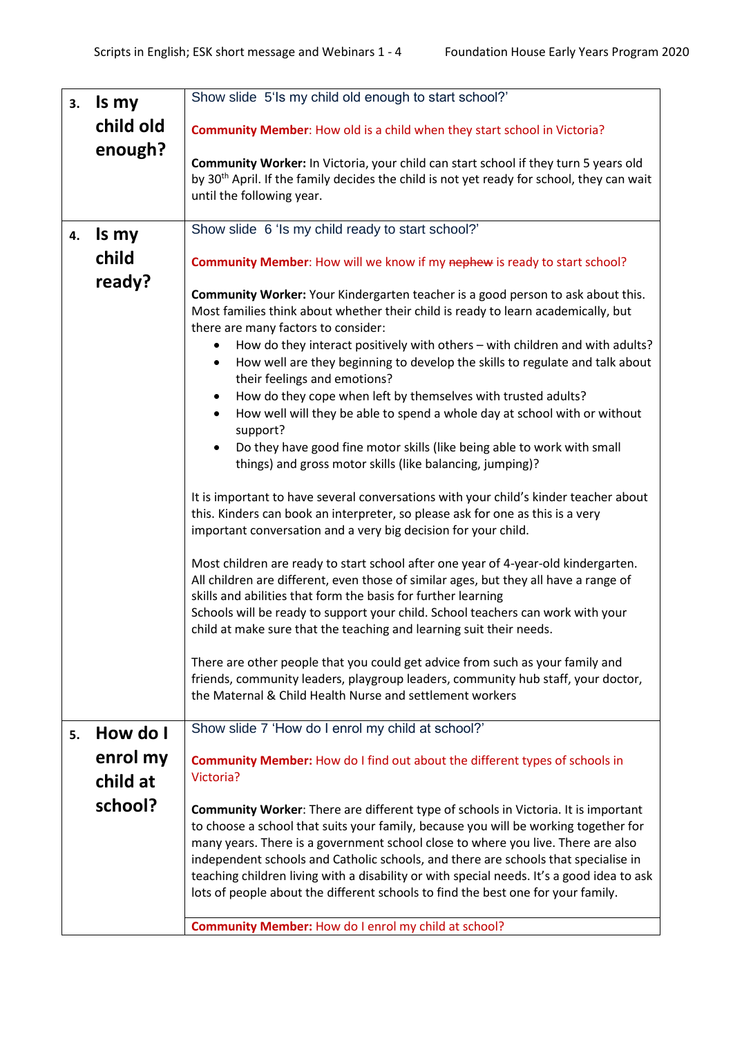| | |
|---|---|
| **3. Is my child old enough?** | Show slide 5'Is my child old enough to start school?'<br><br>**Community Member**: How old is a child when they start school in Victoria?<br><br>**Community Worker:** In Victoria, your child can start school if they turn 5 years old by 30th April. If the family decides the child is not yet ready for school, they can wait until the following year. |
| **4. Is my child ready?** | Show slide 6 'Is my child ready to start school?'<br><br>**Community Member**: How will we know if my ~~nephew~~ is ready to start school?<br><br>**Community Worker:** Your Kindergarten teacher is a good person to ask about this. Most families think about whether their child is ready to learn academically, but there are many factors to consider:<br>• How do they interact positively with others – with children and with adults?<br>• How well are they beginning to develop the skills to regulate and talk about their feelings and emotions?<br>• How do they cope when left by themselves with trusted adults?<br>• How well will they be able to spend a whole day at school with or without support?<br>• Do they have good fine motor skills (like being able to work with small things) and gross motor skills (like balancing, jumping)?<br><br>It is important to have several conversations with your child's kinder teacher about this. Kinders can book an interpreter, so please ask for one as this is a very important conversation and a very big decision for your child.<br><br>Most children are ready to start school after one year of 4-year-old kindergarten. All children are different, even those of similar ages, but they all have a range of skills and abilities that form the basis for further learning<br>Schools will be ready to support your child. School teachers can work with your child at make sure that the teaching and learning suit their needs.<br><br>There are other people that you could get advice from such as your family and friends, community leaders, playgroup leaders, community hub staff, your doctor, the Maternal & Child Health Nurse and settlement workers |
| **5. How do I enrol my child at school?** | Show slide 7 'How do I enrol my child at school?'<br><br>**Community Member:** How do I find out about the different types of schools in Victoria?<br><br>**Community Worker**: There are different type of schools in Victoria. It is important to choose a school that suits your family, because you will be working together for many years. There is a government school close to where you live. There are also independent schools and Catholic schools, and there are schools that specialise in teaching children living with a disability or with special needs. It's a good idea to ask lots of people about the different schools to find the best one for your family. |
| | **Community Member:** How do I enrol my child at school? |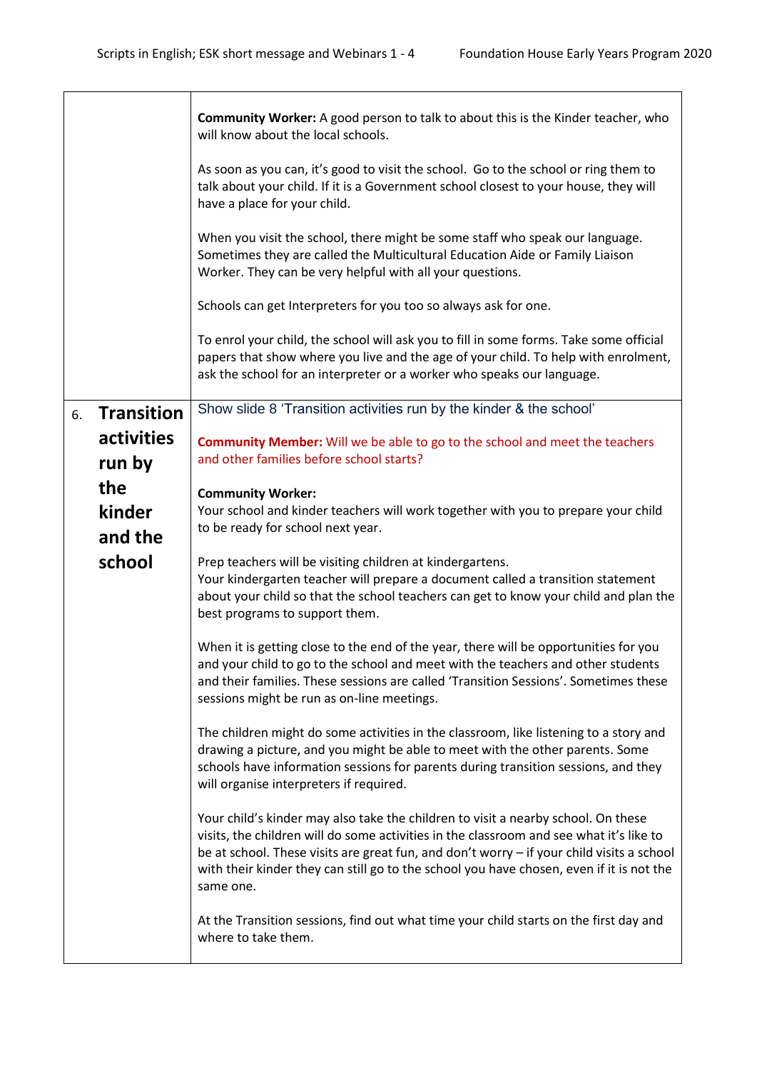| | |
|---|---|
| | **Community Worker:** A good person to talk to about this is the Kinder teacher, who will know about the local schools.<br><br>As soon as you can, it's good to visit the school. Go to the school or ring them to talk about your child. If it is a Government school closest to your house, they will have a place for your child.<br><br>When you visit the school, there might be some staff who speak our language. Sometimes they are called the Multicultural Education Aide or Family Liaison Worker. They can be very helpful with all your questions.<br><br>Schools can get Interpreters for you too so always ask for one.<br><br>To enrol your child, the school will ask you to fill in some forms. Take some official papers that show where you live and the age of your child. To help with enrolment, ask the school for an interpreter or a worker who speaks our language. |
| 6. **Transition activities run by the kinder and the school** | Show slide 8 'Transition activities run by the kinder & the school'<br><br>**Community Member:** Will we be able to go to the school and meet the teachers and other families before school starts?<br><br>**Community Worker:**<br>Your school and kinder teachers will work together with you to prepare your child to be ready for school next year.<br><br>Prep teachers will be visiting children at kindergartens.<br>Your kindergarten teacher will prepare a document called a transition statement about your child so that the school teachers can get to know your child and plan the best programs to support them.<br><br>When it is getting close to the end of the year, there will be opportunities for you and your child to go to the school and meet with the teachers and other students and their families. These sessions are called 'Transition Sessions'. Sometimes these sessions might be run as on-line meetings.<br><br>The children might do some activities in the classroom, like listening to a story and drawing a picture, and you might be able to meet with the other parents. Some schools have information sessions for parents during transition sessions, and they will organise interpreters if required.<br><br>Your child's kinder may also take the children to visit a nearby school. On these visits, the children will do some activities in the classroom and see what it's like to be at school. These visits are great fun, and don't worry – if your child visits a school with their kinder they can still go to the school you have chosen, even if it is not the same one.<br><br>At the Transition sessions, find out what time your child starts on the first day and where to take them. |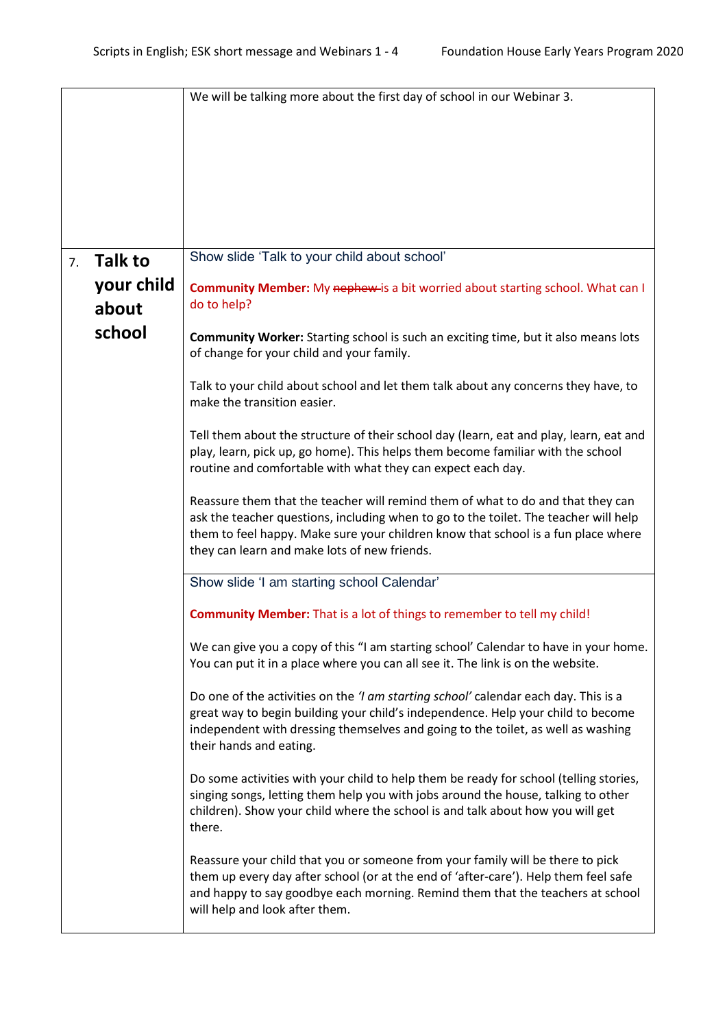| | |
|---|---|
| | We will be talking more about the first day of school in our Webinar 3. |
| 7. **Talk to your child about school** | Show slide 'Talk to your child about school'<br><br>**Community Member:** My ~~nephew~~ is a bit worried about starting school. What can I do to help?<br><br>**Community Worker:** Starting school is such an exciting time, but it also means lots of change for your child and your family.<br><br>Talk to your child about school and let them talk about any concerns they have, to make the transition easier.<br><br>Tell them about the structure of their school day (learn, eat and play, learn, eat and play, learn, pick up, go home). This helps them become familiar with the school routine and comfortable with what they can expect each day.<br><br>Reassure them that the teacher will remind them of what to do and that they can ask the teacher questions, including when to go to the toilet. The teacher will help them to feel happy. Make sure your children know that school is a fun place where they can learn and make lots of new friends. |
| | Show slide 'I am starting school Calendar'<br><br>**Community Member:** That is a lot of things to remember to tell my child!<br><br>We can give you a copy of this "I am starting school' Calendar to have in your home. You can put it in a place where you can all see it. The link is on the website.<br><br>Do one of the activities on the *'I am starting school'* calendar each day. This is a great way to begin building your child's independence. Help your child to become independent with dressing themselves and going to the toilet, as well as washing their hands and eating.<br><br>Do some activities with your child to help them be ready for school (telling stories, singing songs, letting them help you with jobs around the house, talking to other children). Show your child where the school is and talk about how you will get there.<br><br>Reassure your child that you or someone from your family will be there to pick them up every day after school (or at the end of 'after-care'). Help them feel safe and happy to say goodbye each morning. Remind them that the teachers at school will help and look after them. |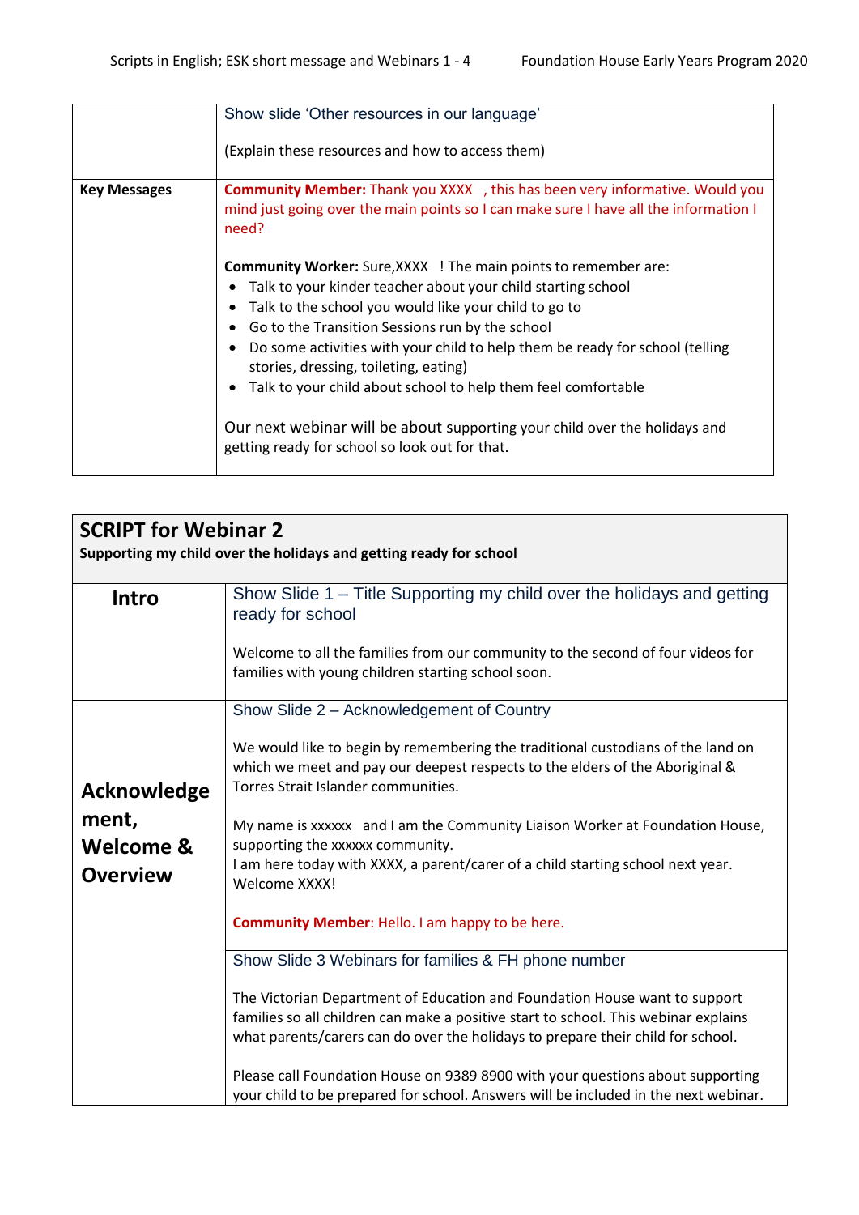| | Show slide 'Other resources in our language'<br><br>(Explain these resources and how to access them) |
|---|---|
| **Key Messages** | **Community Member:** Thank you XXXX , this has been very informative. Would you mind just going over the main points so I can make sure I have all the information I need?<br><br>**Community Worker:** Sure,XXXX ! The main points to remember are:<br>• Talk to your kinder teacher about your child starting school<br>• Talk to the school you would like your child to go to<br>• Go to the Transition Sessions run by the school<br>• Do some activities with your child to help them be ready for school (telling stories, dressing, toileting, eating)<br>• Talk to your child about school to help them feel comfortable<br><br>Our next webinar will be about supporting your child over the holidays and getting ready for school so look out for that. |

## SCRIPT for Webinar 2

**Supporting my child over the holidays and getting ready for school**

| | |
|---|---|
| **Intro** | Show Slide 1 – Title Supporting my child over the holidays and getting ready for school<br><br>Welcome to all the families from our community to the second of four videos for families with young children starting school soon. |
| **Acknowledgement, Welcome & Overview** | Show Slide 2 – Acknowledgement of Country<br><br>We would like to begin by remembering the traditional custodians of the land on which we meet and pay our deepest respects to the elders of the Aboriginal & Torres Strait Islander communities.<br><br>My name is xxxxxx and I am the Community Liaison Worker at Foundation House, supporting the xxxxxx community.<br>I am here today with XXXX, a parent/carer of a child starting school next year. Welcome XXXX!<br><br>**Community Member**: Hello. I am happy to be here. |
| | Show Slide 3 Webinars for families & FH phone number<br><br>The Victorian Department of Education and Foundation House want to support families so all children can make a positive start to school. This webinar explains what parents/carers can do over the holidays to prepare their child for school.<br><br>Please call Foundation House on 9389 8900 with your questions about supporting your child to be prepared for school. Answers will be included in the next webinar. |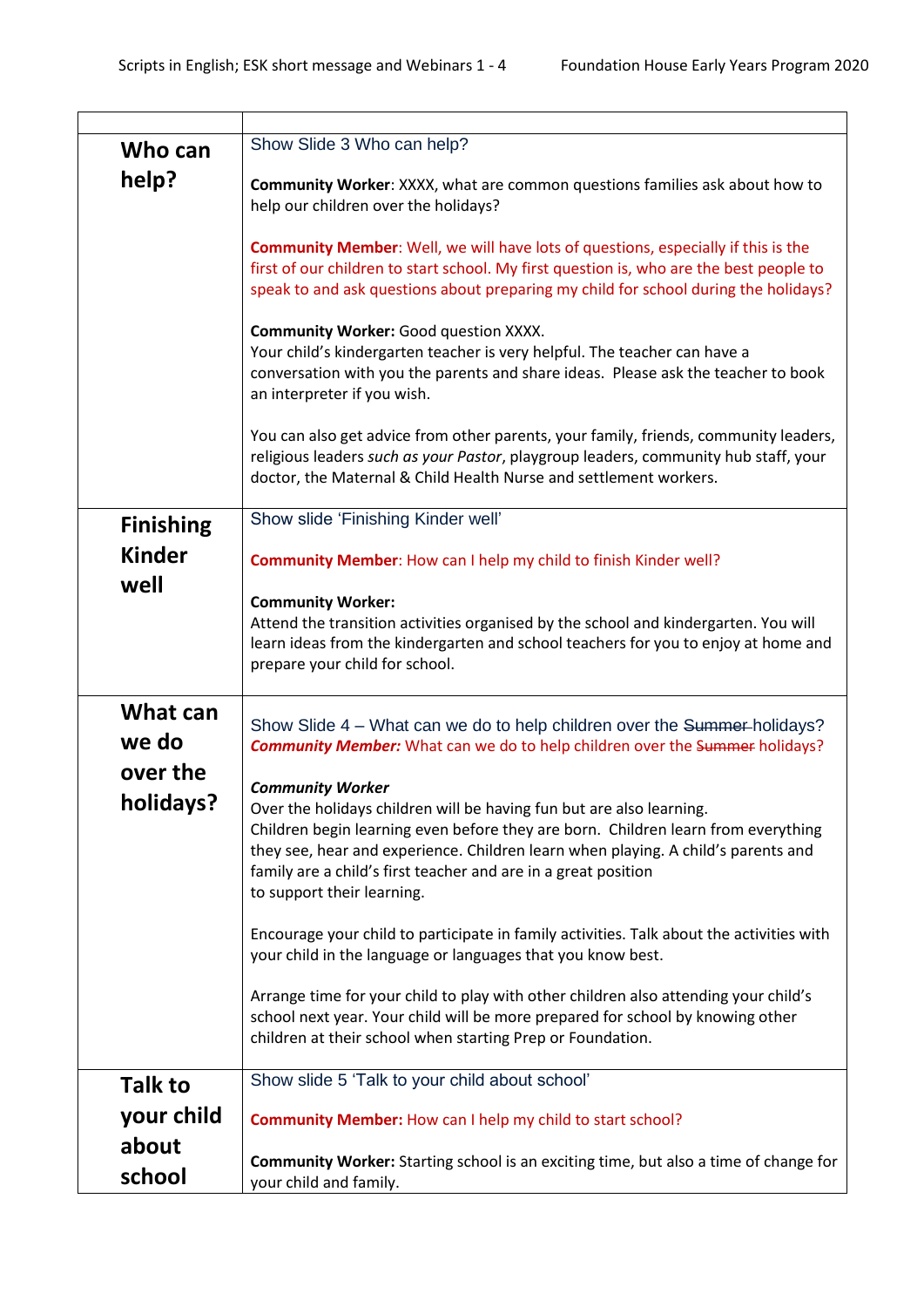| | |
|---|---|
| **Who can help?** | Show Slide 3 Who can help?<br><br>**Community Worker**: XXXX, what are common questions families ask about how to help our children over the holidays?<br><br>**Community Member**: Well, we will have lots of questions, especially if this is the first of our children to start school. My first question is, who are the best people to speak to and ask questions about preparing my child for school during the holidays?<br><br>**Community Worker:** Good question XXXX.<br>Your child's kindergarten teacher is very helpful. The teacher can have a conversation with you the parents and share ideas. Please ask the teacher to book an interpreter if you wish.<br><br>You can also get advice from other parents, your family, friends, community leaders, religious leaders *such as your Pastor*, playgroup leaders, community hub staff, your doctor, the Maternal & Child Health Nurse and settlement workers. |
| **Finishing Kinder well** | Show slide 'Finishing Kinder well'<br><br>**Community Member**: How can I help my child to finish Kinder well?<br><br>**Community Worker:**<br>Attend the transition activities organised by the school and kindergarten. You will learn ideas from the kindergarten and school teachers for you to enjoy at home and prepare your child for school. |
| **What can we do over the holidays?** | Show Slide 4 – What can we do to help children over the ~~Summer~~ holidays?<br>***Community Member:*** What can we do to help children over the ~~Summer~~ holidays?<br><br>***Community Worker***<br>Over the holidays children will be having fun but are also learning.<br>Children begin learning even before they are born. Children learn from everything they see, hear and experience. Children learn when playing. A child's parents and family are a child's first teacher and are in a great position to support their learning.<br><br>Encourage your child to participate in family activities. Talk about the activities with your child in the language or languages that you know best.<br><br>Arrange time for your child to play with other children also attending your child's school next year. Your child will be more prepared for school by knowing other children at their school when starting Prep or Foundation. |
| **Talk to your child about school** | Show slide 5 'Talk to your child about school'<br><br>**Community Member:** How can I help my child to start school?<br><br>**Community Worker:** Starting school is an exciting time, but also a time of change for your child and family. |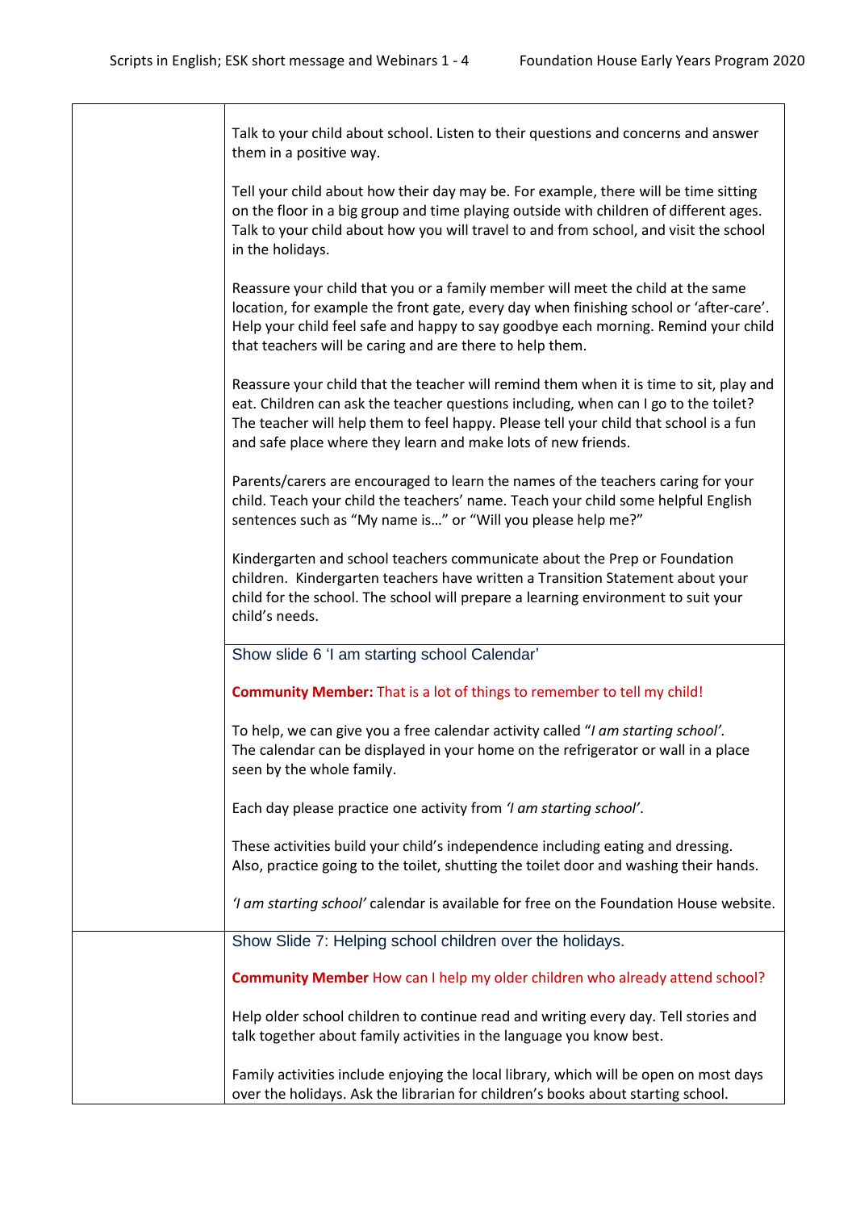| | |
|---|---|
| | Talk to your child about school. Listen to their questions and concerns and answer them in a positive way.<br><br>Tell your child about how their day may be. For example, there will be time sitting on the floor in a big group and time playing outside with children of different ages. Talk to your child about how you will travel to and from school, and visit the school in the holidays.<br><br>Reassure your child that you or a family member will meet the child at the same location, for example the front gate, every day when finishing school or 'after-care'. Help your child feel safe and happy to say goodbye each morning. Remind your child that teachers will be caring and are there to help them.<br><br>Reassure your child that the teacher will remind them when it is time to sit, play and eat. Children can ask the teacher questions including, when can I go to the toilet? The teacher will help them to feel happy. Please tell your child that school is a fun and safe place where they learn and make lots of new friends.<br><br>Parents/carers are encouraged to learn the names of the teachers caring for your child. Teach your child the teachers' name. Teach your child some helpful English sentences such as "My name is…" or "Will you please help me?"<br><br>Kindergarten and school teachers communicate about the Prep or Foundation children. Kindergarten teachers have written a Transition Statement about your child for the school. The school will prepare a learning environment to suit your child's needs. |
| | Show slide 6 'I am starting school Calendar'<br><br>**Community Member:** That is a lot of things to remember to tell my child!<br><br>To help, we can give you a free calendar activity called "*I am starting school'.* The calendar can be displayed in your home on the refrigerator or wall in a place seen by the whole family.<br><br>Each day please practice one activity from *'I am starting school'*.<br><br>These activities build your child's independence including eating and dressing. Also, practice going to the toilet, shutting the toilet door and washing their hands.<br><br>*'I am starting school'* calendar is available for free on the Foundation House website. |
| | Show Slide 7: Helping school children over the holidays.<br><br>**Community Member** How can I help my older children who already attend school?<br><br>Help older school children to continue read and writing every day. Tell stories and talk together about family activities in the language you know best.<br><br>Family activities include enjoying the local library, which will be open on most days over the holidays. Ask the librarian for children's books about starting school. |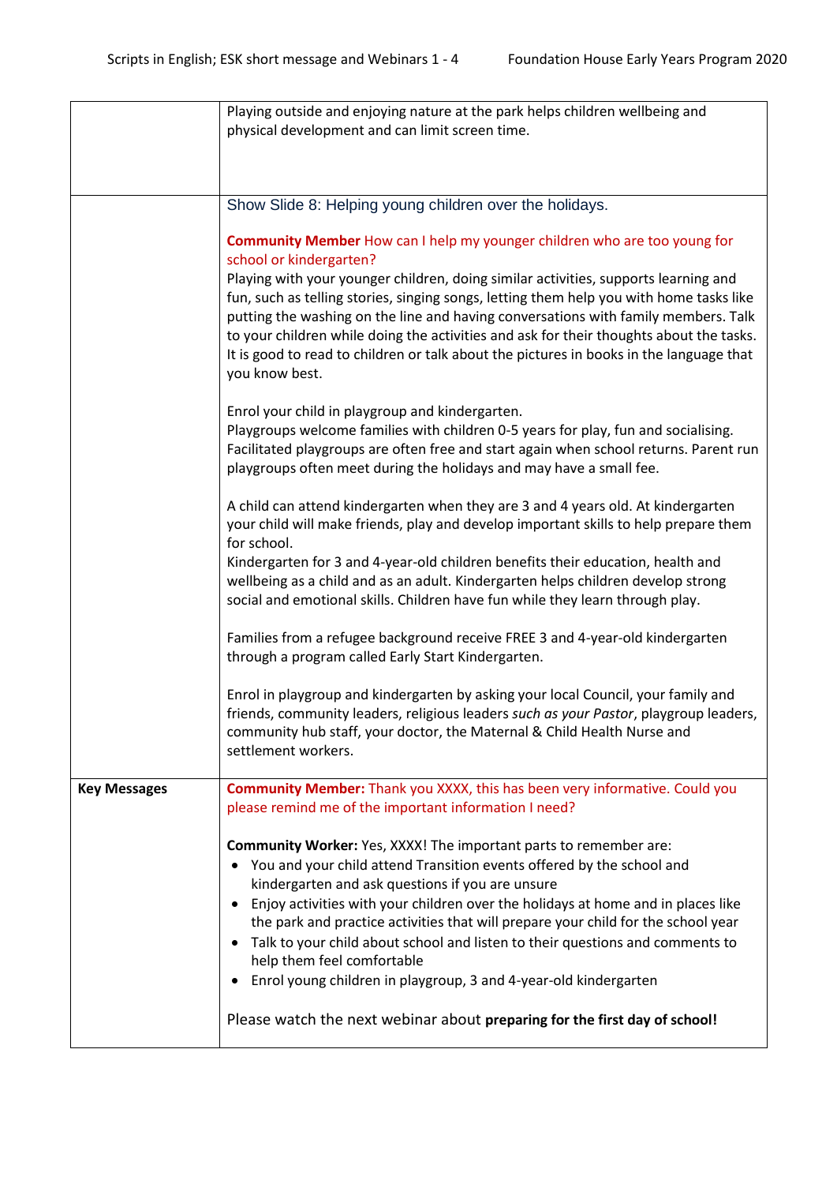| | |
|---|---|
| | Playing outside and enjoying nature at the park helps children wellbeing and physical development and can limit screen time. |
| | Show Slide 8: Helping young children over the holidays.<br><br>**Community Member** How can I help my younger children who are too young for school or kindergarten?<br>Playing with your younger children, doing similar activities, supports learning and fun, such as telling stories, singing songs, letting them help you with home tasks like putting the washing on the line and having conversations with family members. Talk to your children while doing the activities and ask for their thoughts about the tasks. It is good to read to children or talk about the pictures in books in the language that you know best.<br><br>Enrol your child in playgroup and kindergarten.<br>Playgroups welcome families with children 0-5 years for play, fun and socialising. Facilitated playgroups are often free and start again when school returns. Parent run playgroups often meet during the holidays and may have a small fee.<br><br>A child can attend kindergarten when they are 3 and 4 years old. At kindergarten your child will make friends, play and develop important skills to help prepare them for school.<br>Kindergarten for 3 and 4-year-old children benefits their education, health and wellbeing as a child and as an adult. Kindergarten helps children develop strong social and emotional skills. Children have fun while they learn through play.<br><br>Families from a refugee background receive FREE 3 and 4-year-old kindergarten through a program called Early Start Kindergarten.<br><br>Enrol in playgroup and kindergarten by asking your local Council, your family and friends, community leaders, religious leaders *such as your Pastor*, playgroup leaders, community hub staff, your doctor, the Maternal & Child Health Nurse and settlement workers. |
| **Key Messages** | **Community Member:** Thank you XXXX, this has been very informative. Could you please remind me of the important information I need?<br><br>**Community Worker:** Yes, XXXX! The important parts to remember are:<br>• You and your child attend Transition events offered by the school and kindergarten and ask questions if you are unsure<br>• Enjoy activities with your children over the holidays at home and in places like the park and practice activities that will prepare your child for the school year<br>• Talk to your child about school and listen to their questions and comments to help them feel comfortable<br>• Enrol young children in playgroup, 3 and 4-year-old kindergarten<br><br>Please watch the next webinar about **preparing for the first day of school!** |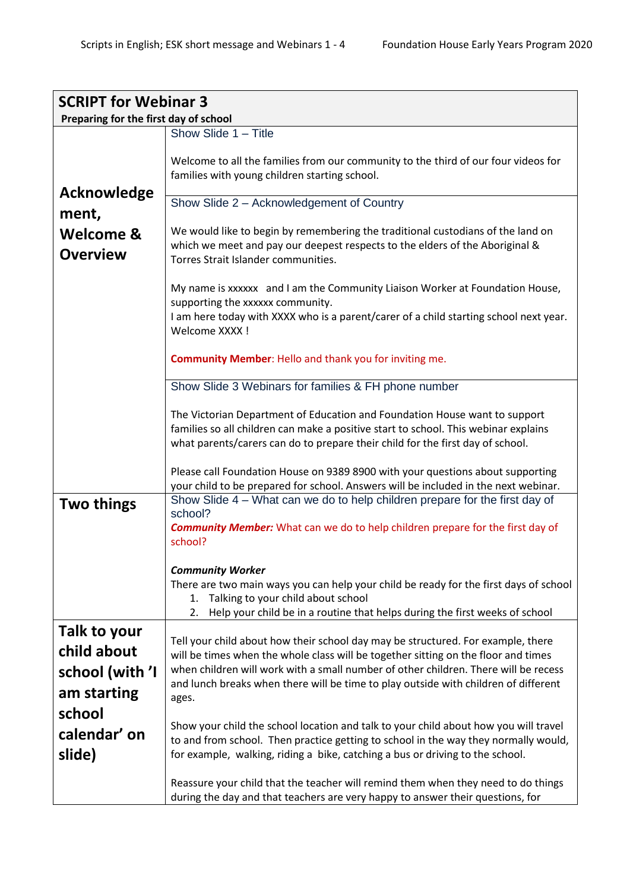| SCRIPT for Webinar 3<br>**Preparing for the first day of school** | |
|---|---|
| **Acknowledgement, Welcome & Overview** | Show Slide 1 – Title<br><br>Welcome to all the families from our community to the third of our four videos for families with young children starting school. |
| | Show Slide 2 – Acknowledgement of Country<br><br>We would like to begin by remembering the traditional custodians of the land on which we meet and pay our deepest respects to the elders of the Aboriginal & Torres Strait Islander communities.<br><br>My name is xxxxxx and I am the Community Liaison Worker at Foundation House, supporting the xxxxxx community.<br>I am here today with XXXX who is a parent/carer of a child starting school next year. Welcome XXXX !<br><br>**Community Member**: Hello and thank you for inviting me. |
| | Show Slide 3 Webinars for families & FH phone number<br><br>The Victorian Department of Education and Foundation House want to support families so all children can make a positive start to school. This webinar explains what parents/carers can do to prepare their child for the first day of school.<br><br>Please call Foundation House on 9389 8900 with your questions about supporting your child to be prepared for school. Answers will be included in the next webinar. |
| **Two things** | Show Slide 4 – What can we do to help children prepare for the first day of school?<br>***Community Member:*** What can we do to help children prepare for the first day of school?<br><br>***Community Worker***<br>There are two main ways you can help your child be ready for the first days of school<br>1. Talking to your child about school<br>2. Help your child be in a routine that helps during the first weeks of school |
| **Talk to your child about school (with 'I am starting school calendar' on slide)** | Tell your child about how their school day may be structured. For example, there will be times when the whole class will be together sitting on the floor and times when children will work with a small number of other children. There will be recess and lunch breaks when there will be time to play outside with children of different ages.<br><br>Show your child the school location and talk to your child about how you will travel to and from school. Then practice getting to school in the way they normally would, for example, walking, riding a bike, catching a bus or driving to the school.<br><br>Reassure your child that the teacher will remind them when they need to do things during the day and that teachers are very happy to answer their questions, for |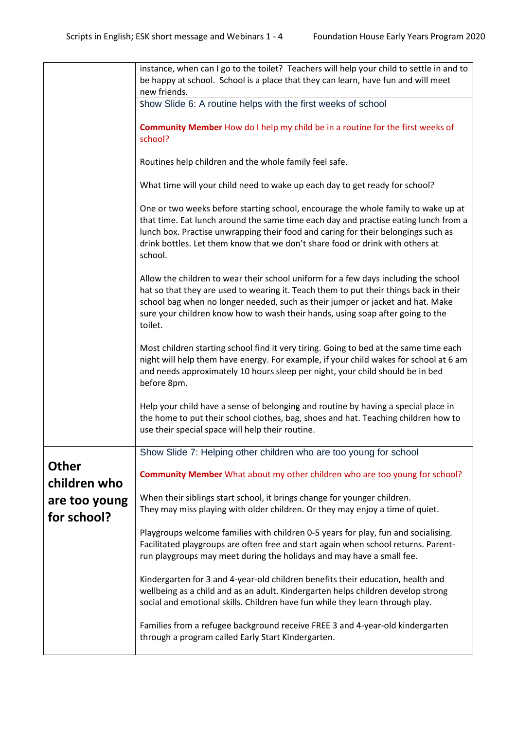| | |
|---|---|
| | instance, when can I go to the toilet? Teachers will help your child to settle in and to be happy at school. School is a place that they can learn, have fun and will meet new friends. |
| | Show Slide 6: A routine helps with the first weeks of school<br><br>**Community Member** How do I help my child be in a routine for the first weeks of school?<br><br>Routines help children and the whole family feel safe.<br><br>What time will your child need to wake up each day to get ready for school?<br><br>One or two weeks before starting school, encourage the whole family to wake up at that time. Eat lunch around the same time each day and practise eating lunch from a lunch box. Practise unwrapping their food and caring for their belongings such as drink bottles. Let them know that we don't share food or drink with others at school.<br><br>Allow the children to wear their school uniform for a few days including the school hat so that they are used to wearing it. Teach them to put their things back in their school bag when no longer needed, such as their jumper or jacket and hat. Make sure your children know how to wash their hands, using soap after going to the toilet.<br><br>Most children starting school find it very tiring. Going to bed at the same time each night will help them have energy. For example, if your child wakes for school at 6 am and needs approximately 10 hours sleep per night, your child should be in bed before 8pm.<br><br>Help your child have a sense of belonging and routine by having a special place in the home to put their school clothes, bag, shoes and hat. Teaching children how to use their special space will help their routine. |
| **Other children who are too young for school?** | Show Slide 7: Helping other children who are too young for school<br><br>**Community Member** What about my other children who are too young for school?<br><br>When their siblings start school, it brings change for younger children. They may miss playing with older children. Or they may enjoy a time of quiet.<br><br>Playgroups welcome families with children 0-5 years for play, fun and socialising. Facilitated playgroups are often free and start again when school returns. Parent-run playgroups may meet during the holidays and may have a small fee.<br><br>Kindergarten for 3 and 4-year-old children benefits their education, health and wellbeing as a child and as an adult. Kindergarten helps children develop strong social and emotional skills. Children have fun while they learn through play.<br><br>Families from a refugee background receive FREE 3 and 4-year-old kindergarten through a program called Early Start Kindergarten. |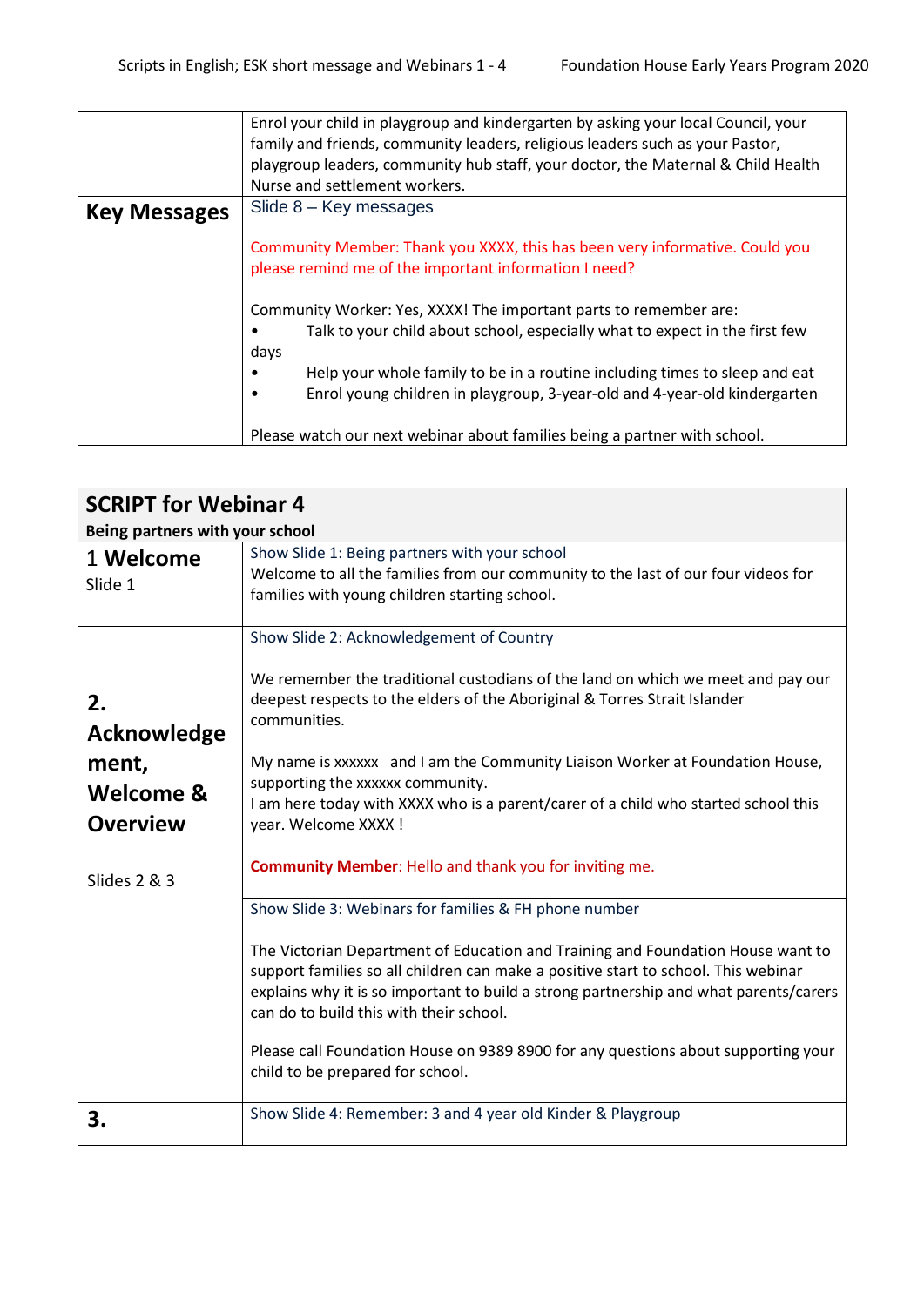| | |
|---|---|
| | Enrol your child in playgroup and kindergarten by asking your local Council, your family and friends, community leaders, religious leaders such as your Pastor, playgroup leaders, community hub staff, your doctor, the Maternal & Child Health Nurse and settlement workers. |
| **Key Messages** | Slide 8 – Key messages<br><br>Community Member: Thank you XXXX, this has been very informative. Could you please remind me of the important information I need?<br><br>Community Worker: Yes, XXXX! The important parts to remember are:<br>• Talk to your child about school, especially what to expect in the first few days<br>• Help your whole family to be in a routine including times to sleep and eat<br>• Enrol young children in playgroup, 3-year-old and 4-year-old kindergarten<br><br>Please watch our next webinar about families being a partner with school. |

| **SCRIPT for Webinar 4**<br>**Being partners with your school** | |
|---|---|
| 1 **Welcome**<br>Slide 1 | Show Slide 1: Being partners with your school<br>Welcome to all the families from our community to the last of our four videos for families with young children starting school. |
| **2. Acknowledgement, Welcome & Overview**<br><br>Slides 2 & 3 | Show Slide 2: Acknowledgement of Country<br><br>We remember the traditional custodians of the land on which we meet and pay our deepest respects to the elders of the Aboriginal & Torres Strait Islander communities.<br><br>My name is xxxxxx and I am the Community Liaison Worker at Foundation House, supporting the xxxxxx community.<br>I am here today with XXXX who is a parent/carer of a child who started school this year. Welcome XXXX !<br><br>**Community Member**: Hello and thank you for inviting me. |
| | Show Slide 3: Webinars for families & FH phone number<br><br>The Victorian Department of Education and Training and Foundation House want to support families so all children can make a positive start to school. This webinar explains why it is so important to build a strong partnership and what parents/carers can do to build this with their school.<br><br>Please call Foundation House on 9389 8900 for any questions about supporting your child to be prepared for school. |
| **3.** | Show Slide 4: Remember: 3 and 4 year old Kinder & Playgroup |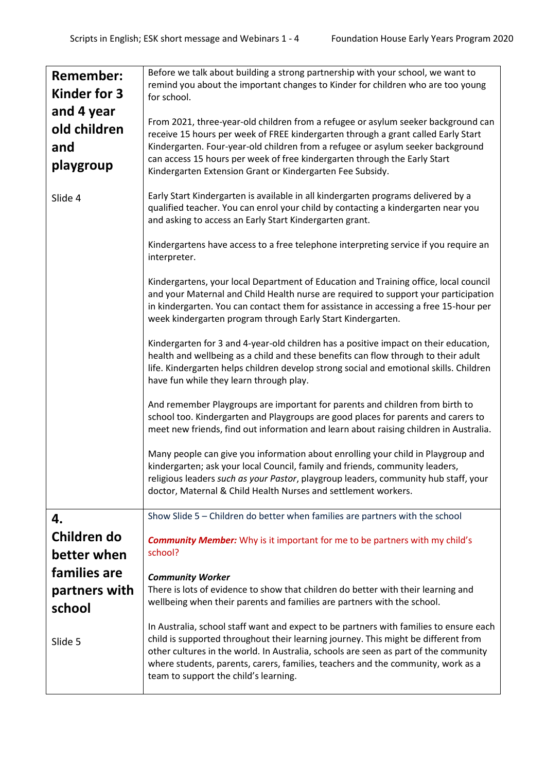| **Remember: Kinder for 3 and 4 year old children and playgroup**<br><br>Slide 4 | Before we talk about building a strong partnership with your school, we want to remind you about the important changes to Kinder for children who are too young for school.<br><br>From 2021, three-year-old children from a refugee or asylum seeker background can receive 15 hours per week of FREE kindergarten through a grant called Early Start Kindergarten. Four-year-old children from a refugee or asylum seeker background can access 15 hours per week of free kindergarten through the Early Start Kindergarten Extension Grant or Kindergarten Fee Subsidy.<br><br>Early Start Kindergarten is available in all kindergarten programs delivered by a qualified teacher. You can enrol your child by contacting a kindergarten near you and asking to access an Early Start Kindergarten grant.<br><br>Kindergartens have access to a free telephone interpreting service if you require an interpreter.<br><br>Kindergartens, your local Department of Education and Training office, local council and your Maternal and Child Health nurse are required to support your participation in kindergarten. You can contact them for assistance in accessing a free 15-hour per week kindergarten program through Early Start Kindergarten.<br><br>Kindergarten for 3 and 4-year-old children has a positive impact on their education, health and wellbeing as a child and these benefits can flow through to their adult life. Kindergarten helps children develop strong social and emotional skills. Children have fun while they learn through play.<br><br>And remember Playgroups are important for parents and children from birth to school too. Kindergarten and Playgroups are good places for parents and carers to meet new friends, find out information and learn about raising children in Australia.<br><br>Many people can give you information about enrolling your child in Playgroup and kindergarten; ask your local Council, family and friends, community leaders, religious leaders *such as your Pastor*, playgroup leaders, community hub staff, your doctor, Maternal & Child Health Nurses and settlement workers. |
|---|---|
| **4. Children do better when families are partners with school**<br><br>Slide 5 | Show Slide 5 – Children do better when families are partners with the school<br><br>***Community Member:*** Why is it important for me to be partners with my child's school?<br><br>***Community Worker***<br>There is lots of evidence to show that children do better with their learning and wellbeing when their parents and families are partners with the school.<br><br>In Australia, school staff want and expect to be partners with families to ensure each child is supported throughout their learning journey. This might be different from other cultures in the world. In Australia, schools are seen as part of the community where students, parents, carers, families, teachers and the community, work as a team to support the child's learning. |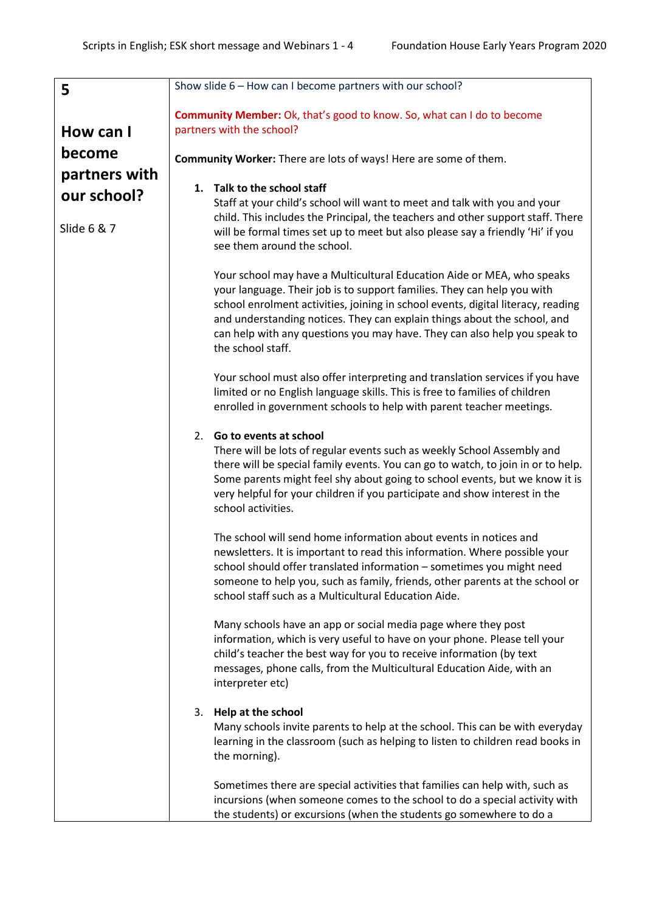| 5 | Show slide 6 – How can I become partners with our school? |
| --- | --- |
| **How can I become partners with our school?**<br><br>Slide 6 & 7 | **Community Member:** Ok, that's good to know. So, what can I do to become partners with the school?<br><br>**Community Worker:** There are lots of ways! Here are some of them.<br><br>1. **Talk to the school staff**<br>Staff at your child's school will want to meet and talk with you and your child. This includes the Principal, the teachers and other support staff. There will be formal times set up to meet but also please say a friendly 'Hi' if you see them around the school.<br><br>Your school may have a Multicultural Education Aide or MEA, who speaks your language. Their job is to support families. They can help you with school enrolment activities, joining in school events, digital literacy, reading and understanding notices. They can explain things about the school, and can help with any questions you may have. They can also help you speak to the school staff.<br><br>Your school must also offer interpreting and translation services if you have limited or no English language skills. This is free to families of children enrolled in government schools to help with parent teacher meetings.<br><br>2. **Go to events at school**<br>There will be lots of regular events such as weekly School Assembly and there will be special family events. You can go to watch, to join in or to help. Some parents might feel shy about going to school events, but we know it is very helpful for your children if you participate and show interest in the school activities.<br><br>The school will send home information about events in notices and newsletters. It is important to read this information. Where possible your school should offer translated information – sometimes you might need someone to help you, such as family, friends, other parents at the school or school staff such as a Multicultural Education Aide.<br><br>Many schools have an app or social media page where they post information, which is very useful to have on your phone. Please tell your child's teacher the best way for you to receive information (by text messages, phone calls, from the Multicultural Education Aide, with an interpreter etc)<br><br>3. **Help at the school**<br>Many schools invite parents to help at the school. This can be with everyday learning in the classroom (such as helping to listen to children read books in the morning).<br><br>Sometimes there are special activities that families can help with, such as incursions (when someone comes to the school to do a special activity with the students) or excursions (when the students go somewhere to do a |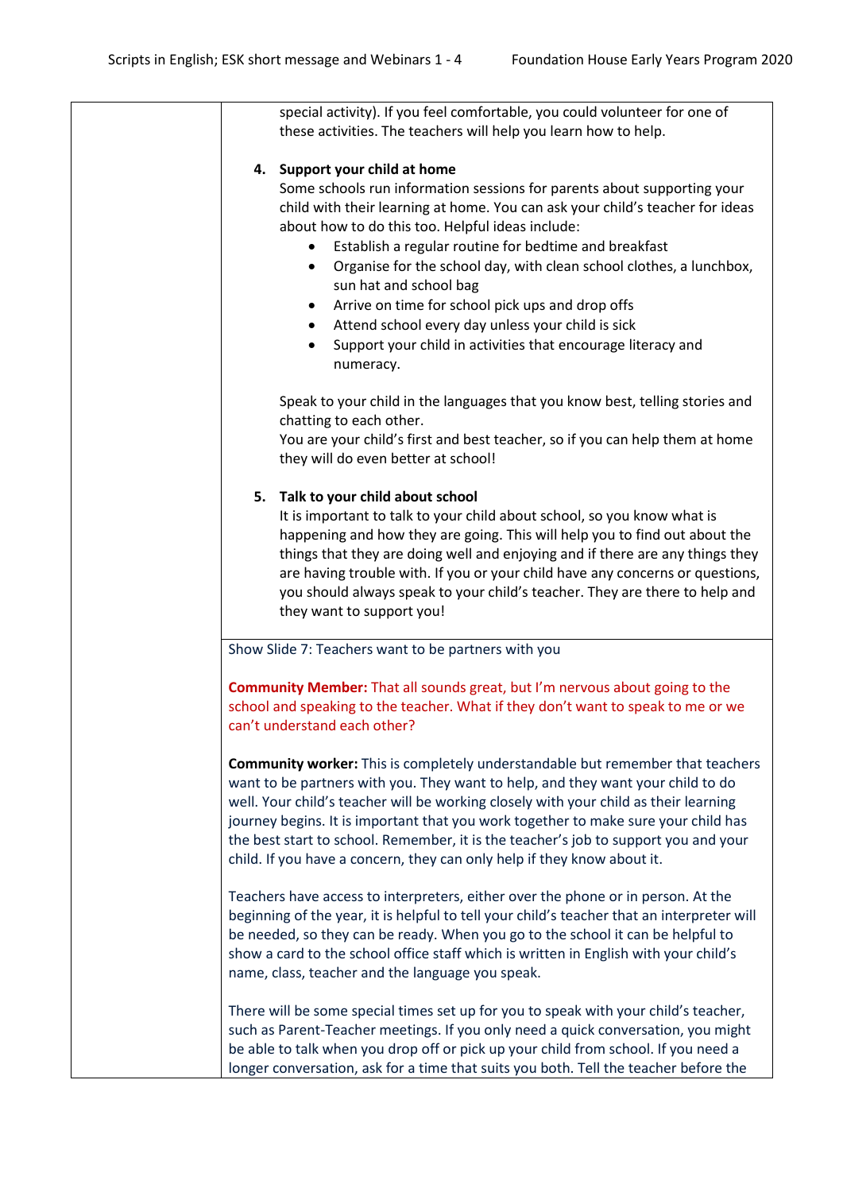special activity). If you feel comfortable, you could volunteer for one of these activities. The teachers will help you learn how to help.

4. **Support your child at home**
   Some schools run information sessions for parents about supporting your child with their learning at home. You can ask your child's teacher for ideas about how to do this too. Helpful ideas include:
   - Establish a regular routine for bedtime and breakfast
   - Organise for the school day, with clean school clothes, a lunchbox, sun hat and school bag
   - Arrive on time for school pick ups and drop offs
   - Attend school every day unless your child is sick
   - Support your child in activities that encourage literacy and numeracy.

   Speak to your child in the languages that you know best, telling stories and chatting to each other.
   You are your child's first and best teacher, so if you can help them at home they will do even better at school!

5. **Talk to your child about school**
   It is important to talk to your child about school, so you know what is happening and how they are going. This will help you to find out about the things that they are doing well and enjoying and if there are any things they are having trouble with. If you or your child have any concerns or questions, you should always speak to your child's teacher. They are there to help and they want to support you!

Show Slide 7: Teachers want to be partners with you

**Community Member:** That all sounds great, but I'm nervous about going to the school and speaking to the teacher. What if they don't want to speak to me or we can't understand each other?

**Community worker:** This is completely understandable but remember that teachers want to be partners with you. They want to help, and they want your child to do well. Your child's teacher will be working closely with your child as their learning journey begins. It is important that you work together to make sure your child has the best start to school. Remember, it is the teacher's job to support you and your child. If you have a concern, they can only help if they know about it.

Teachers have access to interpreters, either over the phone or in person. At the beginning of the year, it is helpful to tell your child's teacher that an interpreter will be needed, so they can be ready. When you go to the school it can be helpful to show a card to the school office staff which is written in English with your child's name, class, teacher and the language you speak.

There will be some special times set up for you to speak with your child's teacher, such as Parent-Teacher meetings. If you only need a quick conversation, you might be able to talk when you drop off or pick up your child from school. If you need a longer conversation, ask for a time that suits you both. Tell the teacher before the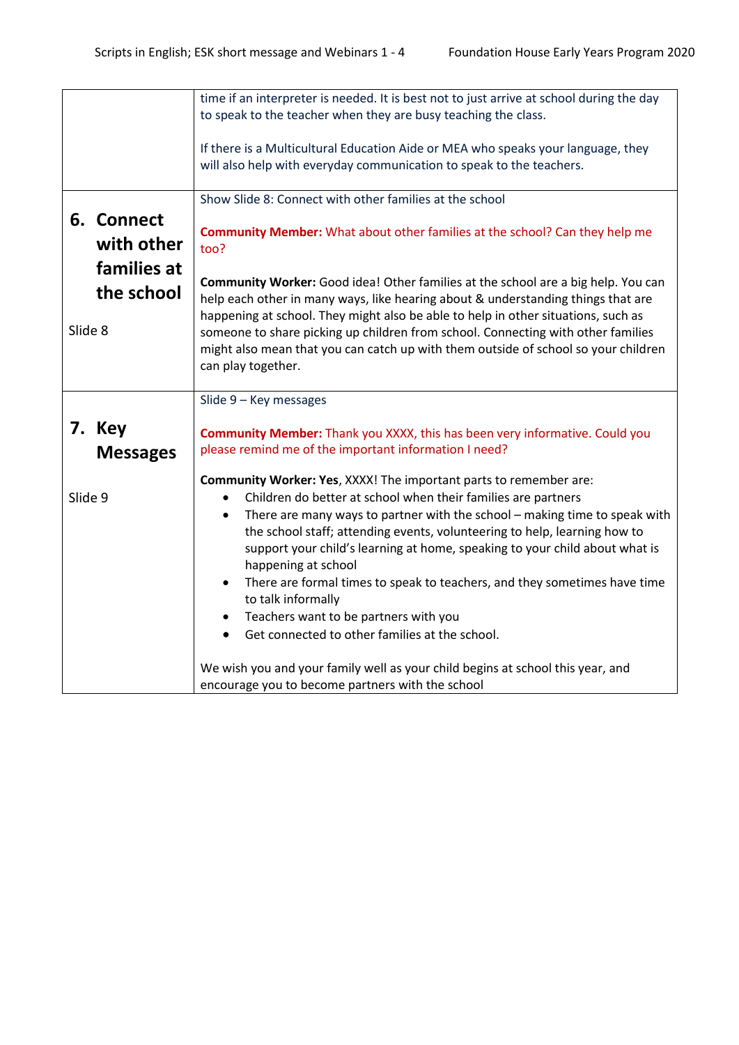| | |
|---|---|
| | time if an interpreter is needed. It is best not to just arrive at school during the day to speak to the teacher when they are busy teaching the class.<br><br>If there is a Multicultural Education Aide or MEA who speaks your language, they will also help with everyday communication to speak to the teachers. |
| **6. Connect with other families at the school**<br><br>Slide 8 | Show Slide 8: Connect with other families at the school<br><br>**Community Member:** What about other families at the school? Can they help me too?<br><br>**Community Worker:** Good idea! Other families at the school are a big help. You can help each other in many ways, like hearing about & understanding things that are happening at school. They might also be able to help in other situations, such as someone to share picking up children from school. Connecting with other families might also mean that you can catch up with them outside of school so your children can play together. |
| **7. Key Messages**<br><br>Slide 9 | Slide 9 – Key messages<br><br>**Community Member:** Thank you XXXX, this has been very informative. Could you please remind me of the important information I need?<br><br>**Community Worker: Yes**, XXXX! The important parts to remember are:<br>• Children do better at school when their families are partners<br>• There are many ways to partner with the school – making time to speak with the school staff; attending events, volunteering to help, learning how to support your child's learning at home, speaking to your child about what is happening at school<br>• There are formal times to speak to teachers, and they sometimes have time to talk informally<br>• Teachers want to be partners with you<br>• Get connected to other families at the school.<br><br>We wish you and your family well as your child begins at school this year, and encourage you to become partners with the school |